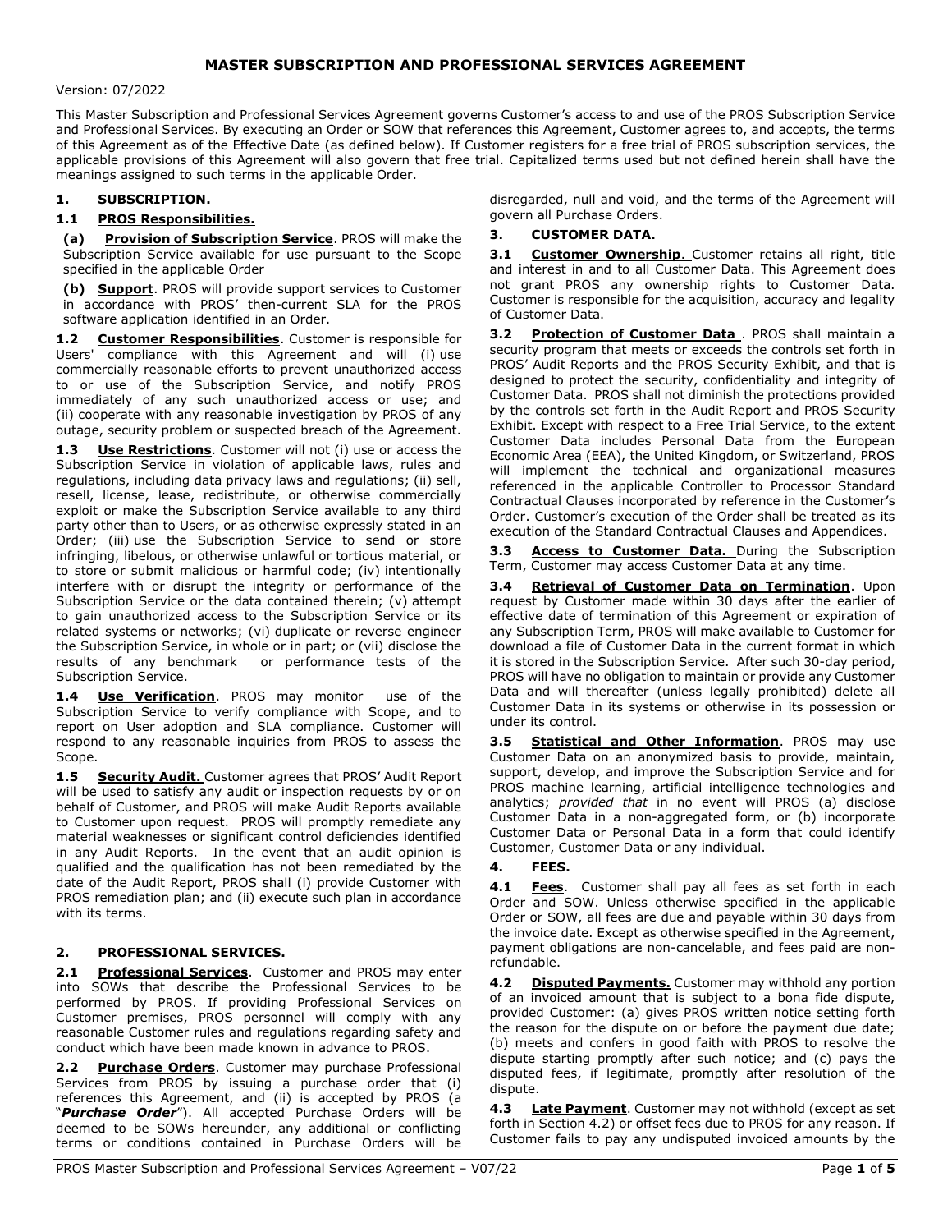# MASTER SUBSCRIPTION AND PROFESSIONAL SERVICES AGREEMENT

Version: 07/2022

This Master Subscription and Professional Services Agreement governs Customer's access to and use of the PROS Subscription Service and Professional Services. By executing an Order or SOW that references this Agreement, Customer agrees to, and accepts, the terms of this Agreement as of the Effective Date (as defined below). If Customer registers for a free trial of PROS subscription services, the applicable provisions of this Agreement will also govern that free trial. Capitalized terms used but not defined herein shall have the meanings assigned to such terms in the applicable Order.

## 1. SUBSCRIPTION.

### 1.1 PROS Responsibilities.

**(a) Provision of Subscription Service**. PROS will make the Subscription Service available for use pursuant to the Scope specified in the applicable Order

**(b) Support**. PROS will provide support services to Customer in accordance with PROS' then-current SLA for the PROS software application identified in an Order.

**1.2 Customer Responsibilities**. Customer is responsible for Users' compliance with this Agreement and will (i) use commercially reasonable efforts to prevent unauthorized access to or use of the Subscription Service, and notify PROS immediately of any such unauthorized access or use; and (ii) cooperate with any reasonable investigation by PROS of any outage, security problem or suspected breach of the Agreement.

**1.3 Use Restrictions**. Customer will not (i) use or access the Subscription Service in violation of applicable laws, rules and regulations, including data privacy laws and regulations; (ii) sell, resell, license, lease, redistribute, or otherwise commercially exploit or make the Subscription Service available to any third party other than to Users, or as otherwise expressly stated in an Order; (iii) use the Subscription Service to send or store infringing, libelous, or otherwise unlawful or tortious material, or to store or submit malicious or harmful code; (iv) intentionally interfere with or disrupt the integrity or performance of the Subscription Service or the data contained therein; (v) attempt to gain unauthorized access to the Subscription Service or its related systems or networks; (vi) duplicate or reverse engineer the Subscription Service, in whole or in part; or (vii) disclose the results of any benchmark or performance tests of the Subscription Service.

**1.4 Use Verification**. PROS may monitor use of the Subscription Service to verify compliance with Scope, and to report on User adoption and SLA compliance. Customer will respond to any reasonable inquiries from PROS to assess the Scope.

**1.5 Security Audit.** Customer agrees that PROS' Audit Report will be used to satisfy any audit or inspection requests by or on behalf of Customer, and PROS will make Audit Reports available to Customer upon request. PROS will promptly remediate any material weaknesses or significant control deficiencies identified in any Audit Reports. In the event that an audit opinion is qualified and the qualification has not been remediated by the date of the Audit Report, PROS shall (i) provide Customer with PROS remediation plan; and (ii) execute such plan in accordance with its terms.

## 2. PROFESSIONAL SERVICES.

**2.1 Professional Services**. Customer and PROS may enter into SOWs that describe the Professional Services to be performed by PROS. If providing Professional Services on Customer premises, PROS personnel will comply with any reasonable Customer rules and regulations regarding safety and conduct which have been made known in advance to PROS.

**2.2 Purchase Orders**. Customer may purchase Professional Services from PROS by issuing a purchase order that (i) references this Agreement, and (ii) is accepted by PROS (a "***Purchase Order***"). All accepted Purchase Orders will be deemed to be SOWs hereunder, any additional or conflicting terms or conditions contained in Purchase Orders will be disregarded, null and void, and the terms of the Agreement will govern all Purchase Orders.

## 3. CUSTOMER DATA.

**3.1 Customer Ownership**. Customer retains all right, title and interest in and to all Customer Data. This Agreement does not grant PROS any ownership rights to Customer Data. Customer is responsible for the acquisition, accuracy and legality of Customer Data.

**3.2 Protection of Customer Data** . PROS shall maintain a security program that meets or exceeds the controls set forth in PROS' Audit Reports and the PROS Security Exhibit, and that is designed to protect the security, confidentiality and integrity of Customer Data. PROS shall not diminish the protections provided by the controls set forth in the Audit Report and PROS Security Exhibit. Except with respect to a Free Trial Service, to the extent Customer Data includes Personal Data from the European Economic Area (EEA), the United Kingdom, or Switzerland, PROS will implement the technical and organizational measures referenced in the applicable Controller to Processor Standard Contractual Clauses incorporated by reference in the Customer's Order. Customer's execution of the Order shall be treated as its execution of the Standard Contractual Clauses and Appendices.

**3.3 Access to Customer Data.** During the Subscription Term, Customer may access Customer Data at any time.

**3.4 Retrieval of Customer Data on Termination**. Upon request by Customer made within 30 days after the earlier of effective date of termination of this Agreement or expiration of any Subscription Term, PROS will make available to Customer for download a file of Customer Data in the current format in which it is stored in the Subscription Service. After such 30-day period, PROS will have no obligation to maintain or provide any Customer Data and will thereafter (unless legally prohibited) delete all Customer Data in its systems or otherwise in its possession or under its control.

**3.5 Statistical and Other Information**. PROS may use Customer Data on an anonymized basis to provide, maintain, support, develop, and improve the Subscription Service and for PROS machine learning, artificial intelligence technologies and analytics; *provided that* in no event will PROS (a) disclose Customer Data in a non-aggregated form, or (b) incorporate Customer Data or Personal Data in a form that could identify Customer, Customer Data or any individual.

## 4. FEES.

**4.1 Fees**. Customer shall pay all fees as set forth in each Order and SOW. Unless otherwise specified in the applicable Order or SOW, all fees are due and payable within 30 days from the invoice date. Except as otherwise specified in the Agreement, payment obligations are non-cancelable, and fees paid are non-refundable.

**4.2 Disputed Payments.** Customer may withhold any portion of an invoiced amount that is subject to a bona fide dispute, provided Customer: (a) gives PROS written notice setting forth the reason for the dispute on or before the payment due date; (b) meets and confers in good faith with PROS to resolve the dispute starting promptly after such notice; and (c) pays the disputed fees, if legitimate, promptly after resolution of the dispute.

**4.3 Late Payment**. Customer may not withhold (except as set forth in Section 4.2) or offset fees due to PROS for any reason. If Customer fails to pay any undisputed invoiced amounts by the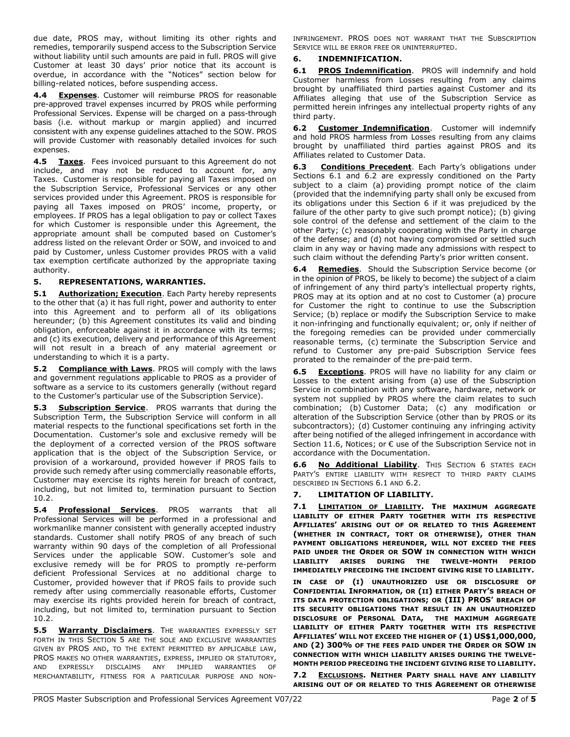due date, PROS may, without limiting its other rights and remedies, temporarily suspend access to the Subscription Service without liability until such amounts are paid in full. PROS will give Customer at least 30 days' prior notice that its account is overdue, in accordance with the "Notices" section below for billing-related notices, before suspending access.

**4.4 Expenses**. Customer will reimburse PROS for reasonable pre-approved travel expenses incurred by PROS while performing Professional Services. Expense will be charged on a pass-through basis (i.e. without markup or margin applied) and incurred consistent with any expense guidelines attached to the SOW. PROS will provide Customer with reasonably detailed invoices for such expenses.

**4.5 Taxes**. Fees invoiced pursuant to this Agreement do not include, and may not be reduced to account for, any Taxes. Customer is responsible for paying all Taxes imposed on the Subscription Service, Professional Services or any other services provided under this Agreement. PROS is responsible for paying all Taxes imposed on PROS' income, property, or employees. If PROS has a legal obligation to pay or collect Taxes for which Customer is responsible under this Agreement, the appropriate amount shall be computed based on Customer's address listed on the relevant Order or SOW, and invoiced to and paid by Customer, unless Customer provides PROS with a valid tax exemption certificate authorized by the appropriate taxing authority.

## 5. REPRESENTATIONS, WARRANTIES.

**5.1 Authorization; Execution**. Each Party hereby represents to the other that (a) it has full right, power and authority to enter into this Agreement and to perform all of its obligations hereunder; (b) this Agreement constitutes its valid and binding obligation, enforceable against it in accordance with its terms; and (c) its execution, delivery and performance of this Agreement will not result in a breach of any material agreement or understanding to which it is a party.

**5.2 Compliance with Laws**. PROS will comply with the laws and government regulations applicable to PROS as a provider of software as a service to its customers generally (without regard to the Customer's particular use of the Subscription Service).

**5.3 Subscription Service**. PROS warrants that during the Subscription Term, the Subscription Service will conform in all material respects to the functional specifications set forth in the Documentation. Customer's sole and exclusive remedy will be the deployment of a corrected version of the PROS software application that is the object of the Subscription Service, or provision of a workaround, provided however if PROS fails to provide such remedy after using commercially reasonable efforts, Customer may exercise its rights herein for breach of contract, including, but not limited to, termination pursuant to Section 10.2.

**5.4 Professional Services**. PROS warrants that all Professional Services will be performed in a professional and workmanlike manner consistent with generally accepted industry standards. Customer shall notify PROS of any breach of such warranty within 90 days of the completion of all Professional Services under the applicable SOW. Customer's sole and exclusive remedy will be for PROS to promptly re-perform deficient Professional Services at no additional charge to Customer, provided however that if PROS fails to provide such remedy after using commercially reasonable efforts, Customer may exercise its rights provided herein for breach of contract, including, but not limited to, termination pursuant to Section 10.2.

**5.5 Warranty Disclaimers**. THE WARRANTIES EXPRESSLY SET FORTH IN THIS SECTION 5 ARE THE SOLE AND EXCLUSIVE WARRANTIES GIVEN BY PROS AND, TO THE EXTENT PERMITTED BY APPLICABLE LAW, PROS MAKES NO OTHER WARRANTIES, EXPRESS, IMPLIED OR STATUTORY, AND EXPRESSLY DISCLAIMS ANY IMPLIED WARRANTIES OF MERCHANTABILITY, FITNESS FOR A PARTICULAR PURPOSE AND NON-INFRINGEMENT. PROS DOES NOT WARRANT THAT THE SUBSCRIPTION SERVICE WILL BE ERROR FREE OR UNINTERRUPTED.

## 6. INDEMNIFICATION.

**6.1 PROS Indemnification**. PROS will indemnify and hold Customer harmless from Losses resulting from any claims brought by unaffiliated third parties against Customer and its Affiliates alleging that use of the Subscription Service as permitted herein infringes any intellectual property rights of any third party.

**6.2 Customer Indemnification**. Customer will indemnify and hold PROS harmless from Losses resulting from any claims brought by unaffiliated third parties against PROS and its Affiliates related to Customer Data.

**6.3 Conditions Precedent**. Each Party's obligations under Sections 6.1 and 6.2 are expressly conditioned on the Party subject to a claim (a) providing prompt notice of the claim (provided that the indemnifying party shall only be excused from its obligations under this Section 6 if it was prejudiced by the failure of the other party to give such prompt notice); (b) giving sole control of the defense and settlement of the claim to the other Party; (c) reasonably cooperating with the Party in charge of the defense; and (d) not having compromised or settled such claim in any way or having made any admissions with respect to such claim without the defending Party's prior written consent.

**6.4 Remedies**. Should the Subscription Service become (or in the opinion of PROS, be likely to become) the subject of a claim of infringement of any third party's intellectual property rights, PROS may at its option and at no cost to Customer (a) procure for Customer the right to continue to use the Subscription Service; (b) replace or modify the Subscription Service to make it non-infringing and functionally equivalent; or, only if neither of the foregoing remedies can be provided under commercially reasonable terms, (c) terminate the Subscription Service and refund to Customer any pre-paid Subscription Service fees prorated to the remainder of the pre-paid term.

**6.5 Exceptions**. PROS will have no liability for any claim or Losses to the extent arising from (a) use of the Subscription Service in combination with any software, hardware, network or system not supplied by PROS where the claim relates to such combination; (b) Customer Data; (c) any modification or alteration of the Subscription Service (other than by PROS or its subcontractors); (d) Customer continuing any infringing activity after being notified of the alleged infringement in accordance with Section 11.6, Notices; or € use of the Subscription Service not in accordance with the Documentation.

**6.6 No Additional Liability**. THIS SECTION 6 STATES EACH PARTY'S ENTIRE LIABILITY WITH RESPECT TO THIRD PARTY CLAIMS DESCRIBED IN SECTIONS 6.1 AND 6.2.

## 7. LIMITATION OF LIABILITY.

**7.1 LIMITATION OF LIABILITY. THE MAXIMUM AGGREGATE LIABILITY OF EITHER PARTY TOGETHER WITH ITS RESPECTIVE AFFILIATES' ARISING OUT OF OR RELATED TO THIS AGREEMENT (WHETHER IN CONTRACT, TORT OR OTHERWISE), OTHER THAN PAYMENT OBLIGATIONS HEREUNDER, WILL NOT EXCEED THE FEES PAID UNDER THE ORDER OR SOW IN CONNECTION WITH WHICH LIABILITY ARISES DURING THE TWELVE-MONTH PERIOD IMMEDIATELY PRECEDING THE INCIDENT GIVING RISE TO LIABILITY.**

**IN CASE OF (I) UNAUTHORIZED USE OR DISCLOSURE OF CONFIDENTIAL INFORMATION, OR (II) EITHER PARTY'S BREACH OF ITS DATA PROTECTION OBLIGATIONS; OR (III) PROS' BREACH OF ITS SECURITY OBLIGATIONS THAT RESULT IN AN UNAUTHORIZED DISCLOSURE OF PERSONAL DATA, THE MAXIMUM AGGREGATE LIABILITY OF EITHER PARTY TOGETHER WITH ITS RESPECTIVE AFFILIATES' WILL NOT EXCEED THE HIGHER OF (1) US$1,000,000, AND (2) 300% OF THE FEES PAID UNDER THE ORDER OR SOW IN CONNECTION WITH WHICH LIABILITY ARISES DURING THE TWELVE-MONTH PERIOD PRECEDING THE INCIDENT GIVING RISE TO LIABILITY.**

**7.2 EXCLUSIONS. NEITHER PARTY SHALL HAVE ANY LIABILITY ARISING OUT OF OR RELATED TO THIS AGREEMENT OR OTHERWISE**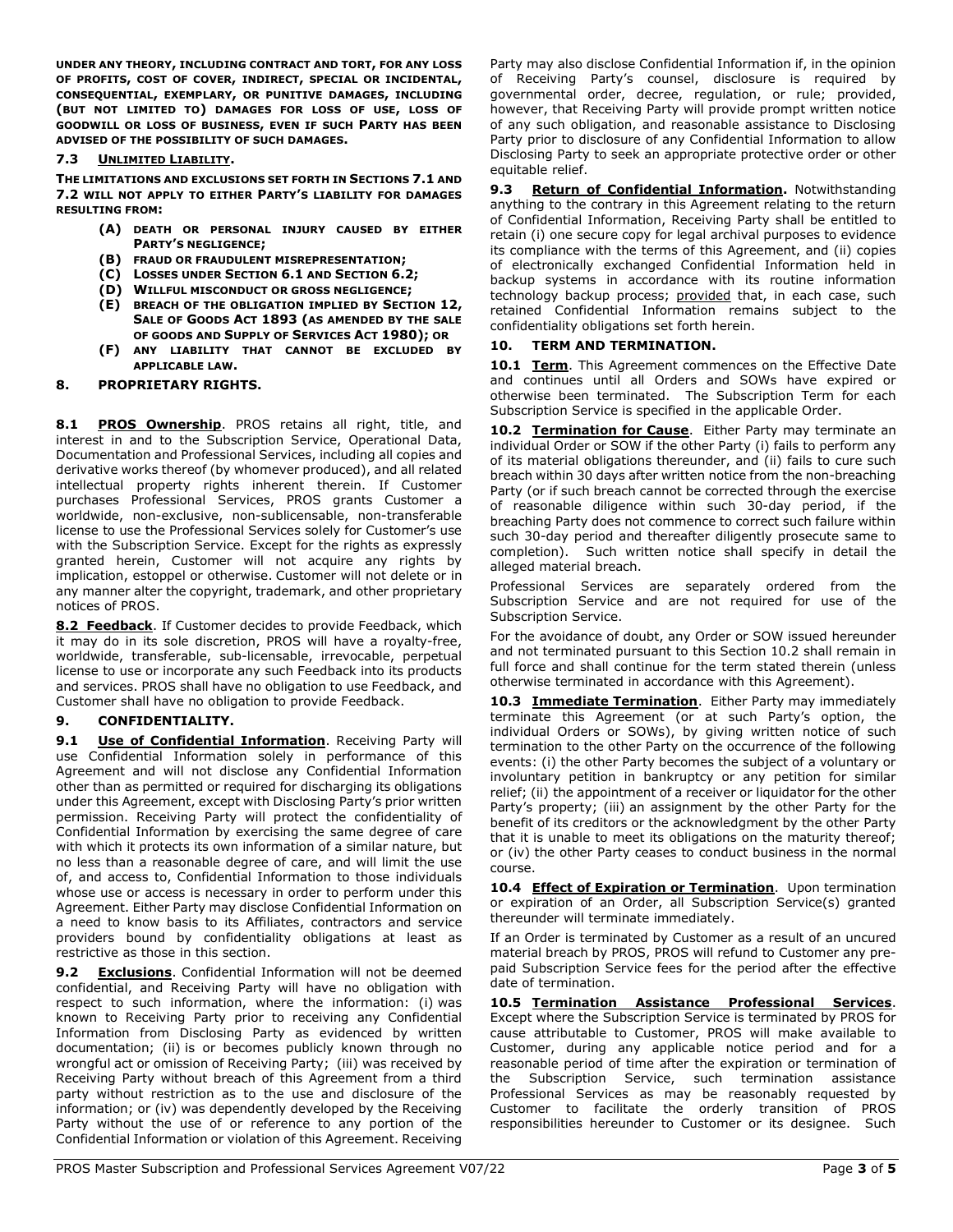**UNDER ANY THEORY, INCLUDING CONTRACT AND TORT, FOR ANY LOSS OF PROFITS, COST OF COVER, INDIRECT, SPECIAL OR INCIDENTAL, CONSEQUENTIAL, EXEMPLARY, OR PUNITIVE DAMAGES, INCLUDING (BUT NOT LIMITED TO) DAMAGES FOR LOSS OF USE, LOSS OF GOODWILL OR LOSS OF BUSINESS, EVEN IF SUCH PARTY HAS BEEN ADVISED OF THE POSSIBILITY OF SUCH DAMAGES.**

### 7.3 UNLIMITED LIABILITY.

**THE LIMITATIONS AND EXCLUSIONS SET FORTH IN SECTIONS 7.1 AND 7.2 WILL NOT APPLY TO EITHER PARTY'S LIABILITY FOR DAMAGES RESULTING FROM:**

- **(A) DEATH OR PERSONAL INJURY CAUSED BY EITHER PARTY'S NEGLIGENCE;**
- **(B) FRAUD OR FRAUDULENT MISREPRESENTATION;**
- **(C) LOSSES UNDER SECTION 6.1 AND SECTION 6.2;**
- **(D) WILLFUL MISCONDUCT OR GROSS NEGLIGENCE;**
- **(E) BREACH OF THE OBLIGATION IMPLIED BY SECTION 12, SALE OF GOODS ACT 1893 (AS AMENDED BY THE SALE OF GOODS AND SUPPLY OF SERVICES ACT 1980); OR**
- **(F) ANY LIABILITY THAT CANNOT BE EXCLUDED BY APPLICABLE LAW.**

## 8. PROPRIETARY RIGHTS.

**8.1 PROS Ownership**. PROS retains all right, title, and interest in and to the Subscription Service, Operational Data, Documentation and Professional Services, including all copies and derivative works thereof (by whomever produced), and all related intellectual property rights inherent therein. If Customer purchases Professional Services, PROS grants Customer a worldwide, non-exclusive, non-sublicensable, non-transferable license to use the Professional Services solely for Customer's use with the Subscription Service. Except for the rights as expressly granted herein, Customer will not acquire any rights by implication, estoppel or otherwise. Customer will not delete or in any manner alter the copyright, trademark, and other proprietary notices of PROS.

**8.2 Feedback**. If Customer decides to provide Feedback, which it may do in its sole discretion, PROS will have a royalty-free, worldwide, transferable, sub-licensable, irrevocable, perpetual license to use or incorporate any such Feedback into its products and services. PROS shall have no obligation to use Feedback, and Customer shall have no obligation to provide Feedback.

## 9. CONFIDENTIALITY.

**9.1 Use of Confidential Information**. Receiving Party will use Confidential Information solely in performance of this Agreement and will not disclose any Confidential Information other than as permitted or required for discharging its obligations under this Agreement, except with Disclosing Party's prior written permission. Receiving Party will protect the confidentiality of Confidential Information by exercising the same degree of care with which it protects its own information of a similar nature, but no less than a reasonable degree of care, and will limit the use of, and access to, Confidential Information to those individuals whose use or access is necessary in order to perform under this Agreement. Either Party may disclose Confidential Information on a need to know basis to its Affiliates, contractors and service providers bound by confidentiality obligations at least as restrictive as those in this section.

**9.2 Exclusions**. Confidential Information will not be deemed confidential, and Receiving Party will have no obligation with respect to such information, where the information: (i) was known to Receiving Party prior to receiving any Confidential Information from Disclosing Party as evidenced by written documentation; (ii) is or becomes publicly known through no wrongful act or omission of Receiving Party; (iii) was received by Receiving Party without breach of this Agreement from a third party without restriction as to the use and disclosure of the information; or (iv) was dependently developed by the Receiving Party without the use of or reference to any portion of the Confidential Information or violation of this Agreement. Receiving Party may also disclose Confidential Information if, in the opinion of Receiving Party's counsel, disclosure is required by governmental order, decree, regulation, or rule; provided, however, that Receiving Party will provide prompt written notice of any such obligation, and reasonable assistance to Disclosing Party prior to disclosure of any Confidential Information to allow Disclosing Party to seek an appropriate protective order or other equitable relief.

**9.3 Return of Confidential Information.** Notwithstanding anything to the contrary in this Agreement relating to the return of Confidential Information, Receiving Party shall be entitled to retain (i) one secure copy for legal archival purposes to evidence its compliance with the terms of this Agreement, and (ii) copies of electronically exchanged Confidential Information held in backup systems in accordance with its routine information technology backup process; provided that, in each case, such retained Confidential Information remains subject to the confidentiality obligations set forth herein.

## 10. TERM AND TERMINATION.

**10.1 Term**. This Agreement commences on the Effective Date and continues until all Orders and SOWs have expired or otherwise been terminated. The Subscription Term for each Subscription Service is specified in the applicable Order.

**10.2 Termination for Cause**. Either Party may terminate an individual Order or SOW if the other Party (i) fails to perform any of its material obligations thereunder, and (ii) fails to cure such breach within 30 days after written notice from the non-breaching Party (or if such breach cannot be corrected through the exercise of reasonable diligence within such 30-day period, if the breaching Party does not commence to correct such failure within such 30-day period and thereafter diligently prosecute same to completion). Such written notice shall specify in detail the alleged material breach.

Professional Services are separately ordered from the Subscription Service and are not required for use of the Subscription Service.

For the avoidance of doubt, any Order or SOW issued hereunder and not terminated pursuant to this Section 10.2 shall remain in full force and shall continue for the term stated therein (unless otherwise terminated in accordance with this Agreement).

**10.3 Immediate Termination**. Either Party may immediately terminate this Agreement (or at such Party's option, the individual Orders or SOWs), by giving written notice of such termination to the other Party on the occurrence of the following events: (i) the other Party becomes the subject of a voluntary or involuntary petition in bankruptcy or any petition for similar relief; (ii) the appointment of a receiver or liquidator for the other Party's property; (iii) an assignment by the other Party for the benefit of its creditors or the acknowledgment by the other Party that it is unable to meet its obligations on the maturity thereof; or (iv) the other Party ceases to conduct business in the normal course.

**10.4 Effect of Expiration or Termination**. Upon termination or expiration of an Order, all Subscription Service(s) granted thereunder will terminate immediately.

If an Order is terminated by Customer as a result of an uncured material breach by PROS, PROS will refund to Customer any pre-paid Subscription Service fees for the period after the effective date of termination.

**10.5 Termination Assistance Professional Services**. Except where the Subscription Service is terminated by PROS for cause attributable to Customer, PROS will make available to Customer, during any applicable notice period and for a reasonable period of time after the expiration or termination of the Subscription Service, such termination assistance Professional Services as may be reasonably requested by Customer to facilitate the orderly transition of PROS responsibilities hereunder to Customer or its designee. Such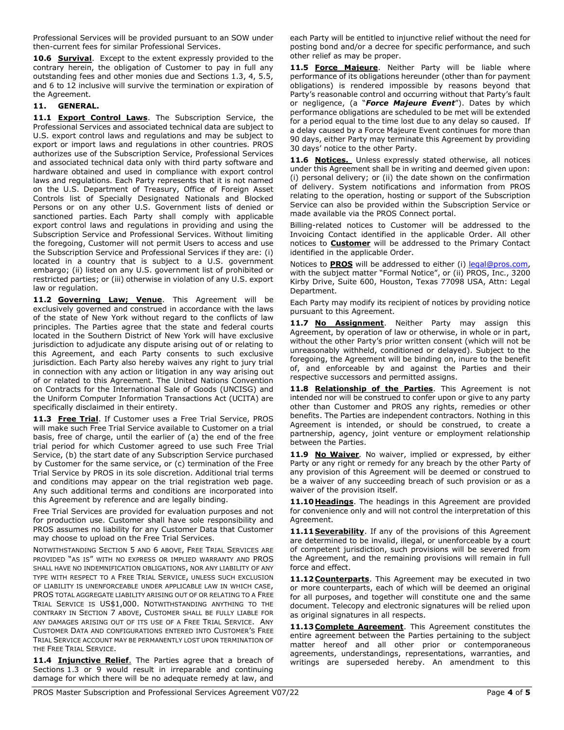Professional Services will be provided pursuant to an SOW under then-current fees for similar Professional Services.

**10.6 Survival**. Except to the extent expressly provided to the contrary herein, the obligation of Customer to pay in full any outstanding fees and other monies due and Sections 1.3, 4, 5.5, and 6 to 12 inclusive will survive the termination or expiration of the Agreement.

## 11. GENERAL.

**11.1 Export Control Laws**. The Subscription Service, the Professional Services and associated technical data are subject to U.S. export control laws and regulations and may be subject to export or import laws and regulations in other countries. PROS authorizes use of the Subscription Service, Professional Services and associated technical data only with third party software and hardware obtained and used in compliance with export control laws and regulations. Each Party represents that it is not named on the U.S. Department of Treasury, Office of Foreign Asset Controls list of Specially Designated Nationals and Blocked Persons or on any other U.S. Government lists of denied or sanctioned parties. Each Party shall comply with applicable export control laws and regulations in providing and using the Subscription Service and Professional Services. Without limiting the foregoing, Customer will not permit Users to access and use the Subscription Service and Professional Services if they are: (i) located in a country that is subject to a U.S. government embargo; (ii) listed on any U.S. government list of prohibited or restricted parties; or (iii) otherwise in violation of any U.S. export law or regulation.

**11.2 Governing Law; Venue**. This Agreement will be exclusively governed and construed in accordance with the laws of the state of New York without regard to the conflicts of law principles. The Parties agree that the state and federal courts located in the Southern District of New York will have exclusive jurisdiction to adjudicate any dispute arising out of or relating to this Agreement, and each Party consents to such exclusive jurisdiction. Each Party also hereby waives any right to jury trial in connection with any action or litigation in any way arising out of or related to this Agreement. The United Nations Convention on Contracts for the International Sale of Goods (UNCISG) and the Uniform Computer Information Transactions Act (UCITA) are specifically disclaimed in their entirety.

**11.3 Free Trial**. If Customer uses a Free Trial Service, PROS will make such Free Trial Service available to Customer on a trial basis, free of charge, until the earlier of (a) the end of the free trial period for which Customer agreed to use such Free Trial Service, (b) the start date of any Subscription Service purchased by Customer for the same service, or (c) termination of the Free Trial Service by PROS in its sole discretion. Additional trial terms and conditions may appear on the trial registration web page. Any such additional terms and conditions are incorporated into this Agreement by reference and are legally binding.

Free Trial Services are provided for evaluation purposes and not for production use. Customer shall have sole responsibility and PROS assumes no liability for any Customer Data that Customer may choose to upload on the Free Trial Services.

NOTWITHSTANDING SECTION 5 AND 6 ABOVE, FREE TRIAL SERVICES ARE PROVIDED "AS IS" WITH NO EXPRESS OR IMPLIED WARRANTY AND PROS SHALL HAVE NO INDEMNIFICATION OBLIGATIONS, NOR ANY LIABILITY OF ANY TYPE WITH RESPECT TO A FREE TRIAL SERVICE, UNLESS SUCH EXCLUSION OF LIABILITY IS UNENFORCEABLE UNDER APPLICABLE LAW IN WHICH CASE, PROS TOTAL AGGREGATE LIABILITY ARISING OUT OF OR RELATING TO A FREE TRIAL SERVICE IS US$1,000. NOTWITHSTANDING ANYTHING TO THE CONTRARY IN SECTION 7 ABOVE, CUSTOMER SHALL BE FULLY LIABLE FOR ANY DAMAGES ARISING OUT OF ITS USE OF A FREE TRIAL SERVICE. ANY CUSTOMER DATA AND CONFIGURATIONS ENTERED INTO CUSTOMER'S FREE TRIAL SERVICE ACCOUNT MAY BE PERMANENTLY LOST UPON TERMINATION OF THE FREE TRIAL SERVICE.

**11.4 Injunctive Relief**. The Parties agree that a breach of Sections 1.3 or 9 would result in irreparable and continuing damage for which there will be no adequate remedy at law, and each Party will be entitled to injunctive relief without the need for posting bond and/or a decree for specific performance, and such other relief as may be proper.

**11.5 Force Majeure**. Neither Party will be liable where performance of its obligations hereunder (other than for payment obligations) is rendered impossible by reasons beyond that Party's reasonable control and occurring without that Party's fault or negligence, (a "***Force Majeure Event***"). Dates by which performance obligations are scheduled to be met will be extended for a period equal to the time lost due to any delay so caused. If a delay caused by a Force Majeure Event continues for more than 90 days, either Party may terminate this Agreement by providing 30 days' notice to the other Party.

**11.6 Notices.** Unless expressly stated otherwise, all notices under this Agreement shall be in writing and deemed given upon: (i) personal delivery; or (ii) the date shown on the confirmation of delivery. System notifications and information from PROS relating to the operation, hosting or support of the Subscription Service can also be provided within the Subscription Service or made available via the PROS Connect portal.

Billing-related notices to Customer will be addressed to the Invoicing Contact identified in the applicable Order. All other notices to **Customer** will be addressed to the Primary Contact identified in the applicable Order.

Notices to **PROS** will be addressed to either (i) legal@pros.com, with the subject matter "Formal Notice", or (ii) PROS, Inc., 3200 Kirby Drive, Suite 600, Houston, Texas 77098 USA, Attn: Legal Department.

Each Party may modify its recipient of notices by providing notice pursuant to this Agreement.

**11.7 No Assignment**. Neither Party may assign this Agreement, by operation of law or otherwise, in whole or in part, without the other Party's prior written consent (which will not be unreasonably withheld, conditioned or delayed). Subject to the foregoing, the Agreement will be binding on, inure to the benefit of, and enforceable by and against the Parties and their respective successors and permitted assigns.

**11.8 Relationship of the Parties**. This Agreement is not intended nor will be construed to confer upon or give to any party other than Customer and PROS any rights, remedies or other benefits. The Parties are independent contractors. Nothing in this Agreement is intended, or should be construed, to create a partnership, agency, joint venture or employment relationship between the Parties.

**11.9 No Waiver**. No waiver, implied or expressed, by either Party or any right or remedy for any breach by the other Party of any provision of this Agreement will be deemed or construed to be a waiver of any succeeding breach of such provision or as a waiver of the provision itself.

**11.10 Headings**. The headings in this Agreement are provided for convenience only and will not control the interpretation of this Agreement.

**11.11 Severability**. If any of the provisions of this Agreement are determined to be invalid, illegal, or unenforceable by a court of competent jurisdiction, such provisions will be severed from the Agreement, and the remaining provisions will remain in full force and effect.

**11.12 Counterparts**. This Agreement may be executed in two or more counterparts, each of which will be deemed an original for all purposes, and together will constitute one and the same document. Telecopy and electronic signatures will be relied upon as original signatures in all respects.

**11.13 Complete Agreement**. This Agreement constitutes the entire agreement between the Parties pertaining to the subject matter hereof and all other prior or contemporaneous agreements, understandings, representations, warranties, and writings are superseded hereby. An amendment to this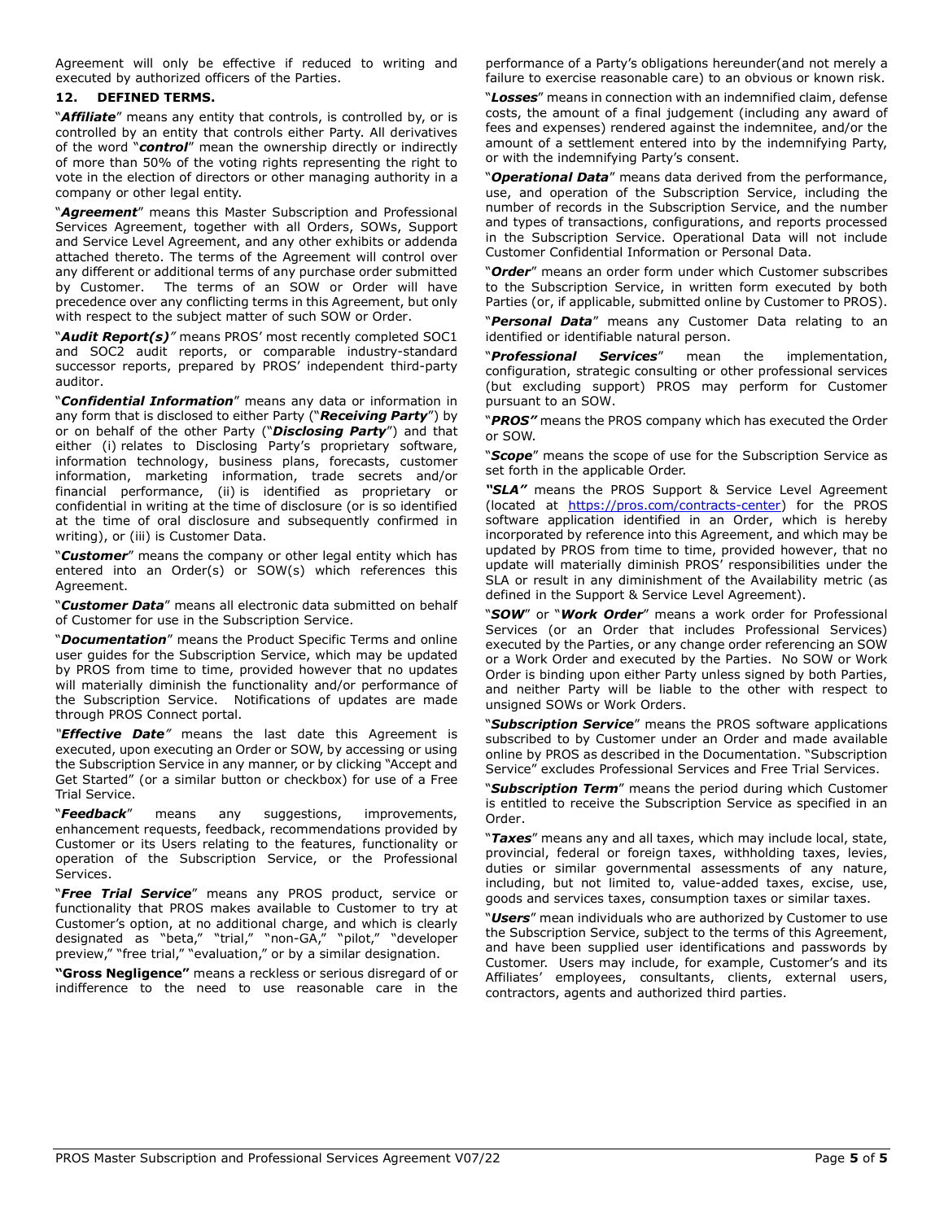Agreement will only be effective if reduced to writing and executed by authorized officers of the Parties.

## 12. DEFINED TERMS.

"***Affiliate***" means any entity that controls, is controlled by, or is controlled by an entity that controls either Party. All derivatives of the word "***control***" mean the ownership directly or indirectly of more than 50% of the voting rights representing the right to vote in the election of directors or other managing authority in a company or other legal entity.

"***Agreement***" means this Master Subscription and Professional Services Agreement, together with all Orders, SOWs, Support and Service Level Agreement, and any other exhibits or addenda attached thereto. The terms of the Agreement will control over any different or additional terms of any purchase order submitted by Customer. The terms of an SOW or Order will have precedence over any conflicting terms in this Agreement, but only with respect to the subject matter of such SOW or Order.

"***Audit Report(s)***" means PROS' most recently completed SOC1 and SOC2 audit reports, or comparable industry-standard successor reports, prepared by PROS' independent third-party auditor.

"***Confidential Information***" means any data or information in any form that is disclosed to either Party ("***Receiving Party***") by or on behalf of the other Party ("***Disclosing Party***") and that either (i) relates to Disclosing Party's proprietary software, information technology, business plans, forecasts, customer information, marketing information, trade secrets and/or financial performance, (ii) is identified as proprietary or confidential in writing at the time of disclosure (or is so identified at the time of oral disclosure and subsequently confirmed in writing), or (iii) is Customer Data.

"***Customer***" means the company or other legal entity which has entered into an Order(s) or SOW(s) which references this Agreement.

"***Customer Data***" means all electronic data submitted on behalf of Customer for use in the Subscription Service.

"***Documentation***" means the Product Specific Terms and online user guides for the Subscription Service, which may be updated by PROS from time to time, provided however that no updates will materially diminish the functionality and/or performance of the Subscription Service. Notifications of updates are made through PROS Connect portal.

"***Effective Date***" means the last date this Agreement is executed, upon executing an Order or SOW, by accessing or using the Subscription Service in any manner, or by clicking "Accept and Get Started" (or a similar button or checkbox) for use of a Free Trial Service.

"***Feedback***" means any suggestions, improvements, enhancement requests, feedback, recommendations provided by Customer or its Users relating to the features, functionality or operation of the Subscription Service, or the Professional Services.

"***Free Trial Service***" means any PROS product, service or functionality that PROS makes available to Customer to try at Customer's option, at no additional charge, and which is clearly designated as "beta," "trial," "non-GA," "pilot," "developer preview," "free trial," "evaluation," or by a similar designation.

**"Gross Negligence"** means a reckless or serious disregard of or indifference to the need to use reasonable care in the performance of a Party's obligations hereunder(and not merely a failure to exercise reasonable care) to an obvious or known risk.

"***Losses***" means in connection with an indemnified claim, defense costs, the amount of a final judgement (including any award of fees and expenses) rendered against the indemnitee, and/or the amount of a settlement entered into by the indemnifying Party, or with the indemnifying Party's consent.

"***Operational Data***" means data derived from the performance, use, and operation of the Subscription Service, including the number of records in the Subscription Service, and the number and types of transactions, configurations, and reports processed in the Subscription Service. Operational Data will not include Customer Confidential Information or Personal Data.

"***Order***" means an order form under which Customer subscribes to the Subscription Service, in written form executed by both Parties (or, if applicable, submitted online by Customer to PROS).

"***Personal Data***" means any Customer Data relating to an identified or identifiable natural person.

"***Professional Services***" mean the implementation, configuration, strategic consulting or other professional services (but excluding support) PROS may perform for Customer pursuant to an SOW.

"***PROS***" means the PROS company which has executed the Order or SOW.

"***Scope***" means the scope of use for the Subscription Service as set forth in the applicable Order.

***"SLA"*** means the PROS Support & Service Level Agreement (located at https://pros.com/contracts-center) for the PROS software application identified in an Order, which is hereby incorporated by reference into this Agreement, and which may be updated by PROS from time to time, provided however, that no update will materially diminish PROS' responsibilities under the SLA or result in any diminishment of the Availability metric (as defined in the Support & Service Level Agreement).

"***SOW***" or "***Work Order***" means a work order for Professional Services (or an Order that includes Professional Services) executed by the Parties, or any change order referencing an SOW or a Work Order and executed by the Parties. No SOW or Work Order is binding upon either Party unless signed by both Parties, and neither Party will be liable to the other with respect to unsigned SOWs or Work Orders.

"***Subscription Service***" means the PROS software applications subscribed to by Customer under an Order and made available online by PROS as described in the Documentation. "Subscription Service" excludes Professional Services and Free Trial Services.

"***Subscription Term***" means the period during which Customer is entitled to receive the Subscription Service as specified in an Order.

"***Taxes***" means any and all taxes, which may include local, state, provincial, federal or foreign taxes, withholding taxes, levies, duties or similar governmental assessments of any nature, including, but not limited to, value-added taxes, excise, use, goods and services taxes, consumption taxes or similar taxes.

"***Users***" mean individuals who are authorized by Customer to use the Subscription Service, subject to the terms of this Agreement, and have been supplied user identifications and passwords by Customer. Users may include, for example, Customer's and its Affiliates' employees, consultants, clients, external users, contractors, agents and authorized third parties.